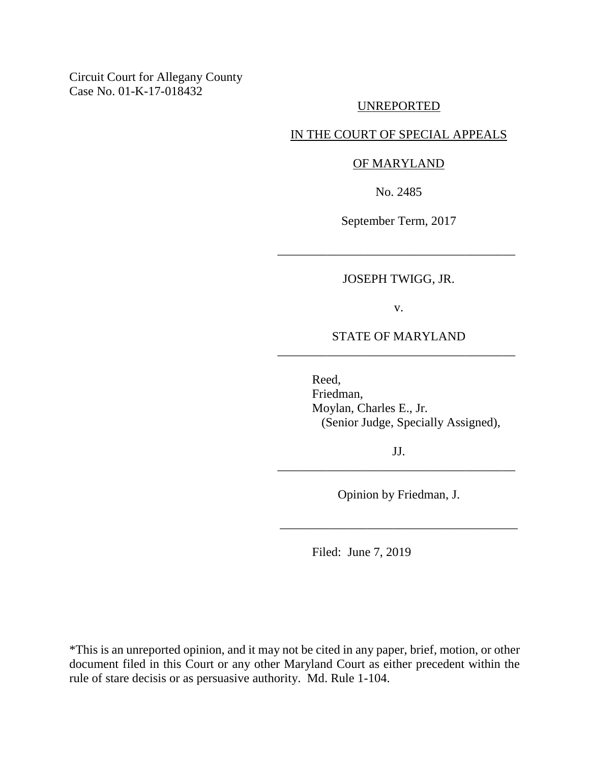Circuit Court for Allegany County
Case No. 01-K-17-018432

UNREPORTED

IN THE COURT OF SPECIAL APPEALS

OF MARYLAND

No. 2485

September Term, 2017

---

JOSEPH TWIGG, JR.

v.

STATE OF MARYLAND

---

Reed,
Friedman,
Moylan, Charles E., Jr.
(Senior Judge, Specially Assigned),

JJ.

---

Opinion by Friedman, J.

---

Filed: June 7, 2019

*This is an unreported opinion, and it may not be cited in any paper, brief, motion, or other document filed in this Court or any other Maryland Court as either precedent within the rule of stare decisis or as persuasive authority. Md. Rule 1-104.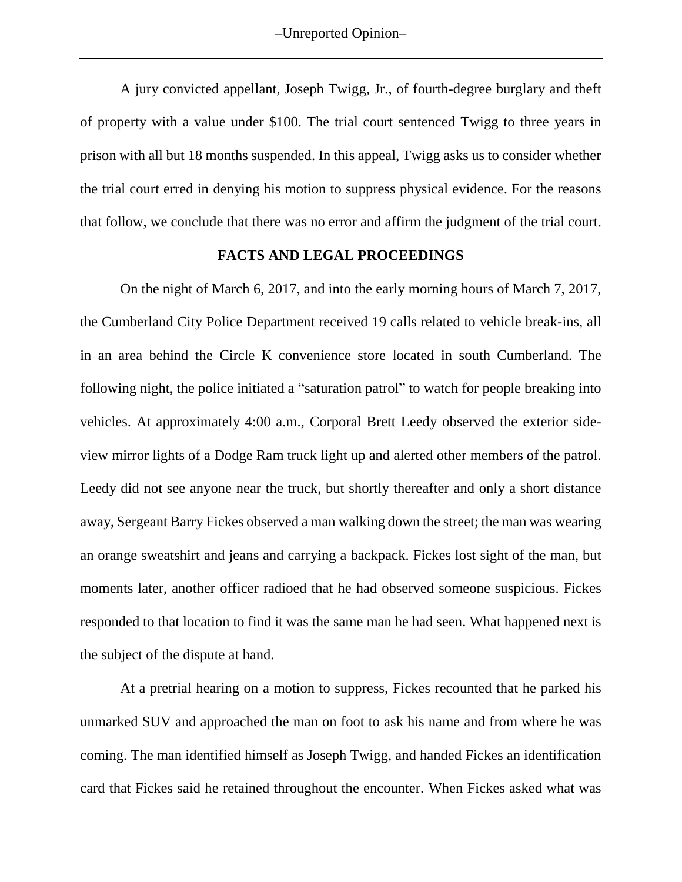A jury convicted appellant, Joseph Twigg, Jr., of fourth-degree burglary and theft of property with a value under $100. The trial court sentenced Twigg to three years in prison with all but 18 months suspended. In this appeal, Twigg asks us to consider whether the trial court erred in denying his motion to suppress physical evidence. For the reasons that follow, we conclude that there was no error and affirm the judgment of the trial court.

## FACTS AND LEGAL PROCEEDINGS

On the night of March 6, 2017, and into the early morning hours of March 7, 2017, the Cumberland City Police Department received 19 calls related to vehicle break-ins, all in an area behind the Circle K convenience store located in south Cumberland. The following night, the police initiated a "saturation patrol" to watch for people breaking into vehicles. At approximately 4:00 a.m., Corporal Brett Leedy observed the exterior side-view mirror lights of a Dodge Ram truck light up and alerted other members of the patrol. Leedy did not see anyone near the truck, but shortly thereafter and only a short distance away, Sergeant Barry Fickes observed a man walking down the street; the man was wearing an orange sweatshirt and jeans and carrying a backpack. Fickes lost sight of the man, but moments later, another officer radioed that he had observed someone suspicious. Fickes responded to that location to find it was the same man he had seen. What happened next is the subject of the dispute at hand.

At a pretrial hearing on a motion to suppress, Fickes recounted that he parked his unmarked SUV and approached the man on foot to ask his name and from where he was coming. The man identified himself as Joseph Twigg, and handed Fickes an identification card that Fickes said he retained throughout the encounter. When Fickes asked what was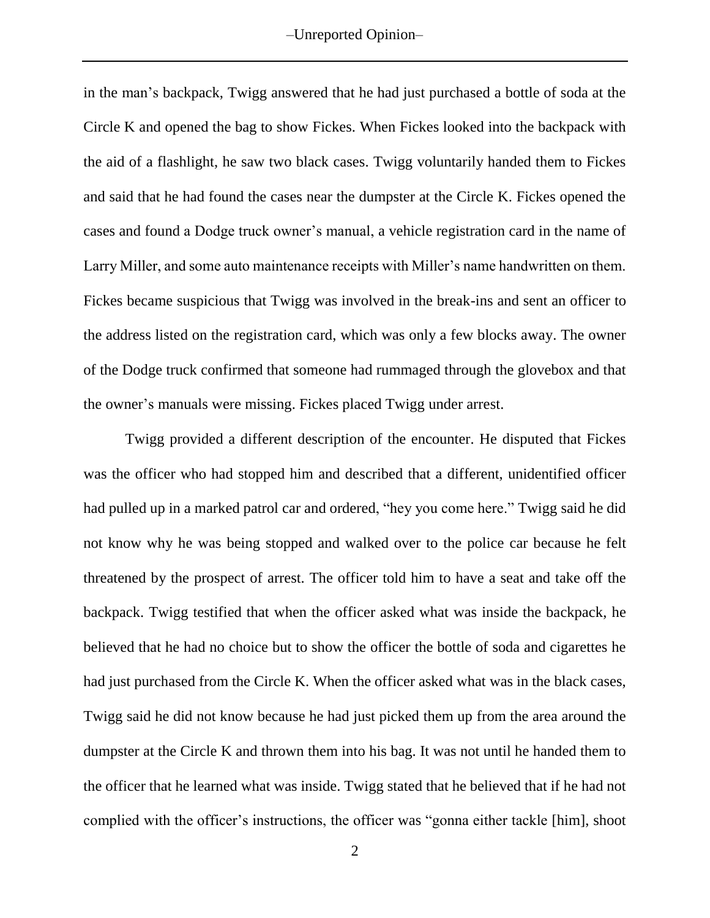in the man's backpack, Twigg answered that he had just purchased a bottle of soda at the Circle K and opened the bag to show Fickes. When Fickes looked into the backpack with the aid of a flashlight, he saw two black cases. Twigg voluntarily handed them to Fickes and said that he had found the cases near the dumpster at the Circle K. Fickes opened the cases and found a Dodge truck owner's manual, a vehicle registration card in the name of Larry Miller, and some auto maintenance receipts with Miller's name handwritten on them. Fickes became suspicious that Twigg was involved in the break-ins and sent an officer to the address listed on the registration card, which was only a few blocks away. The owner of the Dodge truck confirmed that someone had rummaged through the glovebox and that the owner's manuals were missing. Fickes placed Twigg under arrest.

Twigg provided a different description of the encounter. He disputed that Fickes was the officer who had stopped him and described that a different, unidentified officer had pulled up in a marked patrol car and ordered, "hey you come here." Twigg said he did not know why he was being stopped and walked over to the police car because he felt threatened by the prospect of arrest. The officer told him to have a seat and take off the backpack. Twigg testified that when the officer asked what was inside the backpack, he believed that he had no choice but to show the officer the bottle of soda and cigarettes he had just purchased from the Circle K. When the officer asked what was in the black cases, Twigg said he did not know because he had just picked them up from the area around the dumpster at the Circle K and thrown them into his bag. It was not until he handed them to the officer that he learned what was inside. Twigg stated that he believed that if he had not complied with the officer's instructions, the officer was "gonna either tackle [him], shoot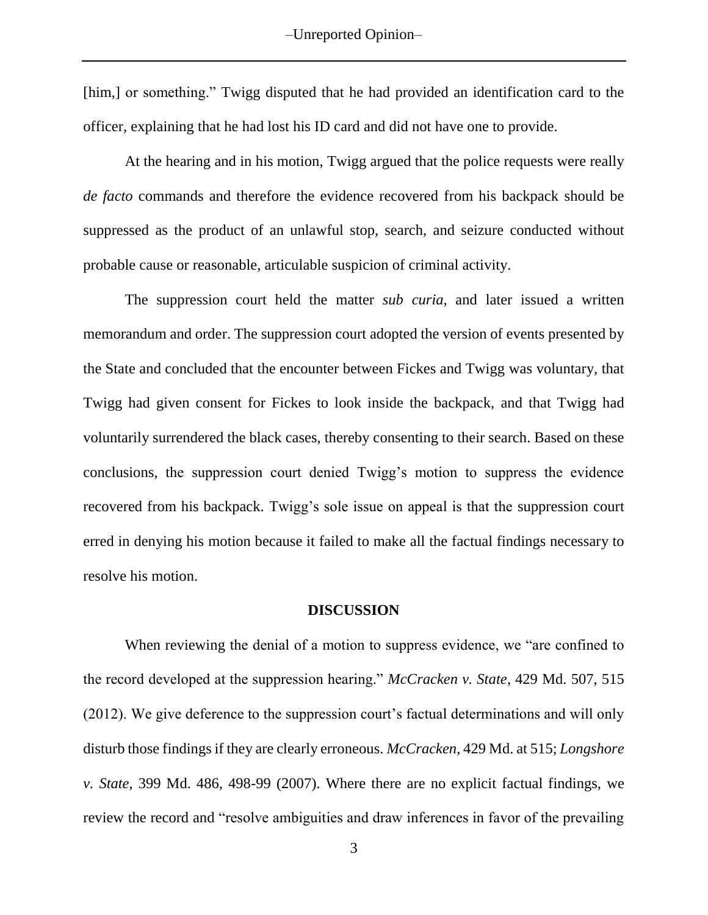[him,] or something." Twigg disputed that he had provided an identification card to the officer, explaining that he had lost his ID card and did not have one to provide.

At the hearing and in his motion, Twigg argued that the police requests were really *de facto* commands and therefore the evidence recovered from his backpack should be suppressed as the product of an unlawful stop, search, and seizure conducted without probable cause or reasonable, articulable suspicion of criminal activity.

The suppression court held the matter *sub curia*, and later issued a written memorandum and order. The suppression court adopted the version of events presented by the State and concluded that the encounter between Fickes and Twigg was voluntary, that Twigg had given consent for Fickes to look inside the backpack, and that Twigg had voluntarily surrendered the black cases, thereby consenting to their search. Based on these conclusions, the suppression court denied Twigg's motion to suppress the evidence recovered from his backpack. Twigg's sole issue on appeal is that the suppression court erred in denying his motion because it failed to make all the factual findings necessary to resolve his motion.

## DISCUSSION

When reviewing the denial of a motion to suppress evidence, we "are confined to the record developed at the suppression hearing." *McCracken v. State*, 429 Md. 507, 515 (2012). We give deference to the suppression court's factual determinations and will only disturb those findings if they are clearly erroneous. *McCracken*, 429 Md. at 515; *Longshore v. State*, 399 Md. 486, 498-99 (2007). Where there are no explicit factual findings, we review the record and "resolve ambiguities and draw inferences in favor of the prevailing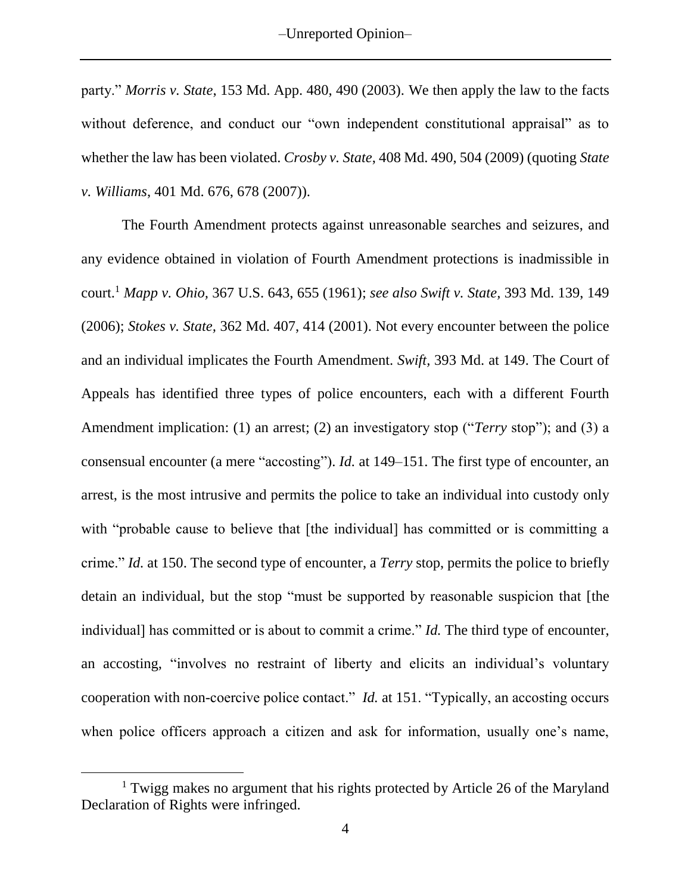party." *Morris v. State*, 153 Md. App. 480, 490 (2003). We then apply the law to the facts without deference, and conduct our "own independent constitutional appraisal" as to whether the law has been violated. *Crosby v. State*, 408 Md. 490, 504 (2009) (quoting *State v. Williams*, 401 Md. 676, 678 (2007)).

The Fourth Amendment protects against unreasonable searches and seizures, and any evidence obtained in violation of Fourth Amendment protections is inadmissible in court.[1] *Mapp v. Ohio*, 367 U.S. 643, 655 (1961); *see also Swift v. State*, 393 Md. 139, 149 (2006); *Stokes v. State*, 362 Md. 407, 414 (2001). Not every encounter between the police and an individual implicates the Fourth Amendment. *Swift*, 393 Md. at 149. The Court of Appeals has identified three types of police encounters, each with a different Fourth Amendment implication: (1) an arrest; (2) an investigatory stop ("*Terry* stop"); and (3) a consensual encounter (a mere "accosting"). *Id.* at 149–151. The first type of encounter, an arrest, is the most intrusive and permits the police to take an individual into custody only with "probable cause to believe that [the individual] has committed or is committing a crime." *Id.* at 150. The second type of encounter, a *Terry* stop, permits the police to briefly detain an individual, but the stop "must be supported by reasonable suspicion that [the individual] has committed or is about to commit a crime." *Id.* The third type of encounter, an accosting, "involves no restraint of liberty and elicits an individual's voluntary cooperation with non-coercive police contact." *Id.* at 151. "Typically, an accosting occurs when police officers approach a citizen and ask for information, usually one's name,

[1] Twigg makes no argument that his rights protected by Article 26 of the Maryland Declaration of Rights were infringed.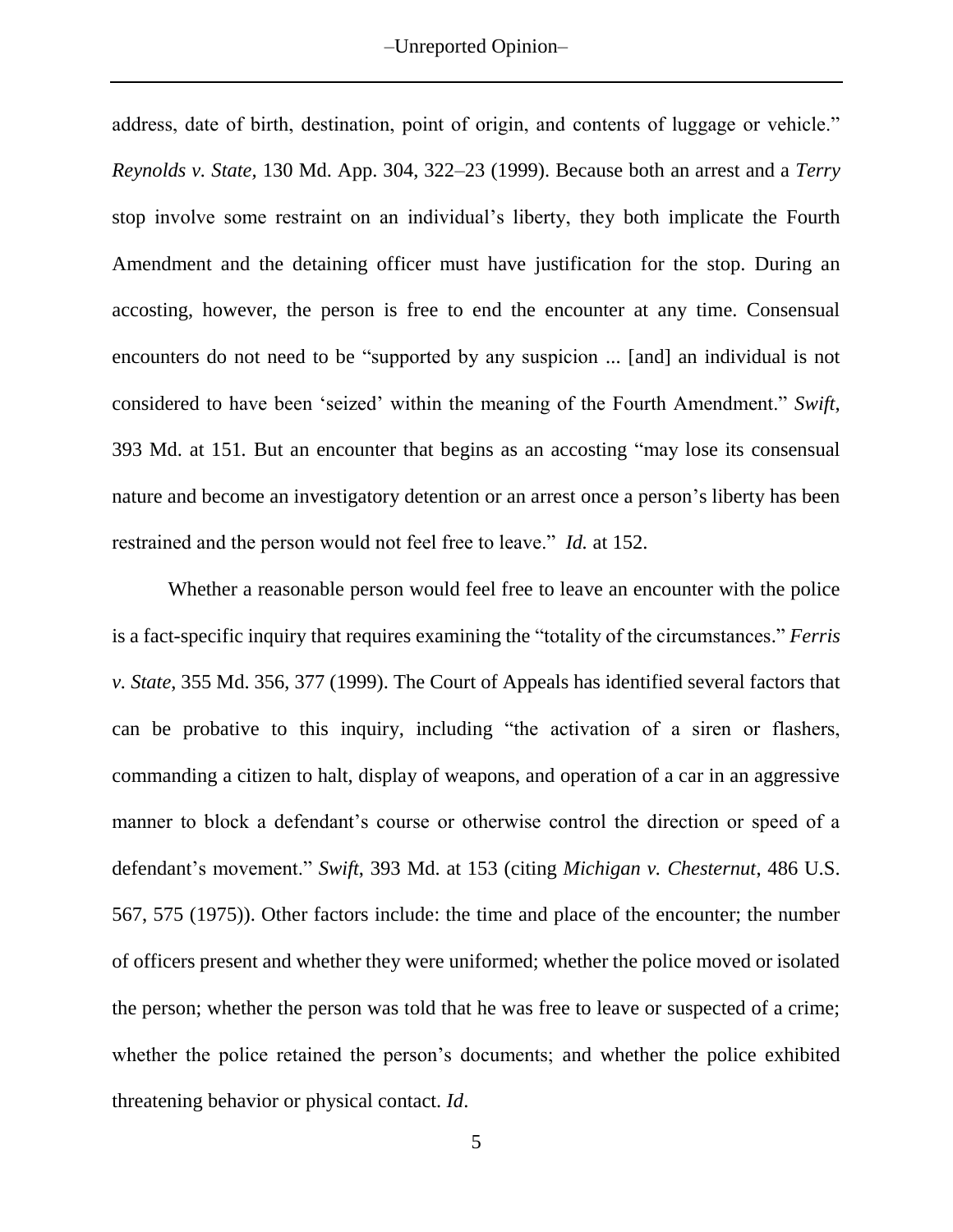address, date of birth, destination, point of origin, and contents of luggage or vehicle." *Reynolds v. State,* 130 Md. App. 304, 322–23 (1999). Because both an arrest and a *Terry* stop involve some restraint on an individual's liberty, they both implicate the Fourth Amendment and the detaining officer must have justification for the stop. During an accosting, however, the person is free to end the encounter at any time. Consensual encounters do not need to be "supported by any suspicion ... [and] an individual is not considered to have been 'seized' within the meaning of the Fourth Amendment." *Swift*, 393 Md. at 151. But an encounter that begins as an accosting "may lose its consensual nature and become an investigatory detention or an arrest once a person's liberty has been restrained and the person would not feel free to leave." *Id.* at 152.

Whether a reasonable person would feel free to leave an encounter with the police is a fact-specific inquiry that requires examining the "totality of the circumstances." *Ferris v. State*, 355 Md. 356, 377 (1999). The Court of Appeals has identified several factors that can be probative to this inquiry, including "the activation of a siren or flashers, commanding a citizen to halt, display of weapons, and operation of a car in an aggressive manner to block a defendant's course or otherwise control the direction or speed of a defendant's movement." *Swift,* 393 Md. at 153 (citing *Michigan v. Chesternut*, 486 U.S. 567, 575 (1975)). Other factors include: the time and place of the encounter; the number of officers present and whether they were uniformed; whether the police moved or isolated the person; whether the person was told that he was free to leave or suspected of a crime; whether the police retained the person's documents; and whether the police exhibited threatening behavior or physical contact. *Id*.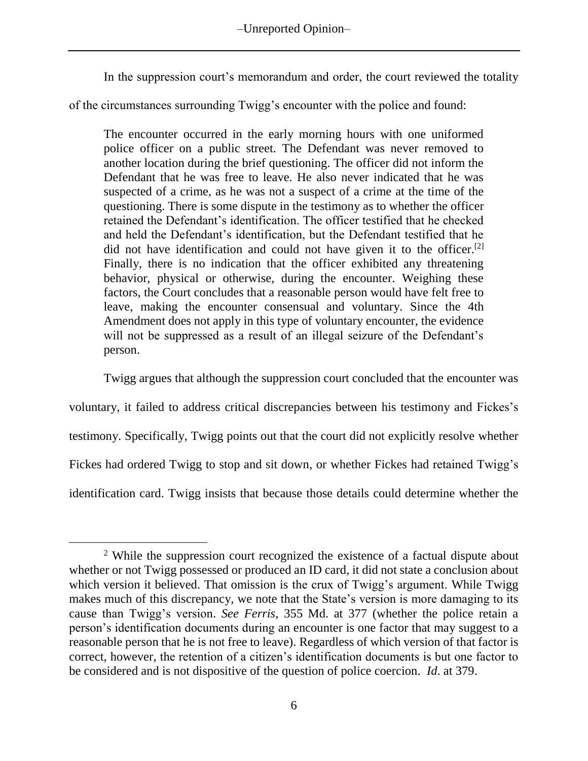In the suppression court's memorandum and order, the court reviewed the totality of the circumstances surrounding Twigg's encounter with the police and found:

> The encounter occurred in the early morning hours with one uniformed police officer on a public street. The Defendant was never removed to another location during the brief questioning. The officer did not inform the Defendant that he was free to leave. He also never indicated that he was suspected of a crime, as he was not a suspect of a crime at the time of the questioning. There is some dispute in the testimony as to whether the officer retained the Defendant's identification. The officer testified that he checked and held the Defendant's identification, but the Defendant testified that he did not have identification and could not have given it to the officer.[2] Finally, there is no indication that the officer exhibited any threatening behavior, physical or otherwise, during the encounter. Weighing these factors, the Court concludes that a reasonable person would have felt free to leave, making the encounter consensual and voluntary. Since the 4th Amendment does not apply in this type of voluntary encounter, the evidence will not be suppressed as a result of an illegal seizure of the Defendant's person.

Twigg argues that although the suppression court concluded that the encounter was voluntary, it failed to address critical discrepancies between his testimony and Fickes's testimony. Specifically, Twigg points out that the court did not explicitly resolve whether Fickes had ordered Twigg to stop and sit down, or whether Fickes had retained Twigg's identification card. Twigg insists that because those details could determine whether the

---

[2] While the suppression court recognized the existence of a factual dispute about whether or not Twigg possessed or produced an ID card, it did not state a conclusion about which version it believed. That omission is the crux of Twigg's argument. While Twigg makes much of this discrepancy, we note that the State's version is more damaging to its cause than Twigg's version. *See Ferris*, 355 Md. at 377 (whether the police retain a person's identification documents during an encounter is one factor that may suggest to a reasonable person that he is not free to leave). Regardless of which version of that factor is correct, however, the retention of a citizen's identification documents is but one factor to be considered and is not dispositive of the question of police coercion. *Id*. at 379.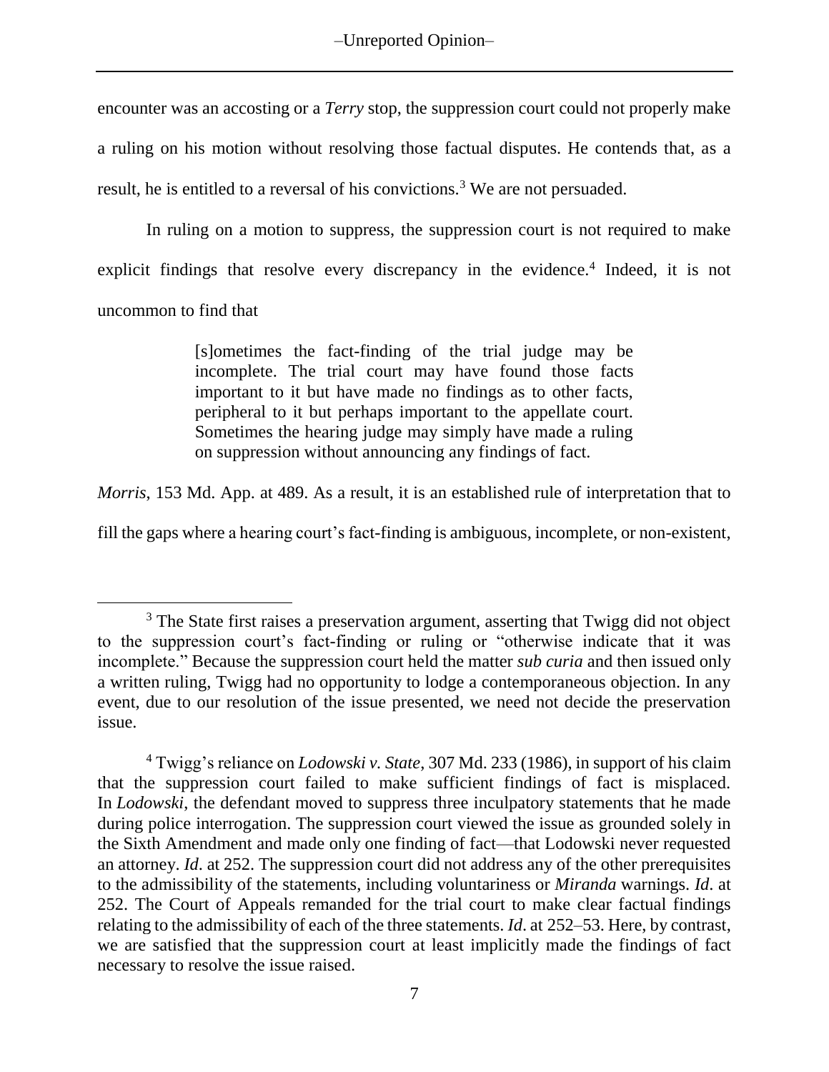encounter was an accosting or a *Terry* stop, the suppression court could not properly make a ruling on his motion without resolving those factual disputes. He contends that, as a result, he is entitled to a reversal of his convictions.[3] We are not persuaded.

In ruling on a motion to suppress, the suppression court is not required to make explicit findings that resolve every discrepancy in the evidence.[4] Indeed, it is not uncommon to find that

> [s]ometimes the fact-finding of the trial judge may be incomplete. The trial court may have found those facts important to it but have made no findings as to other facts, peripheral to it but perhaps important to the appellate court. Sometimes the hearing judge may simply have made a ruling on suppression without announcing any findings of fact.

*Morris*, 153 Md. App. at 489. As a result, it is an established rule of interpretation that to fill the gaps where a hearing court's fact-finding is ambiguous, incomplete, or non-existent,

---

[3] The State first raises a preservation argument, asserting that Twigg did not object to the suppression court's fact-finding or ruling or "otherwise indicate that it was incomplete." Because the suppression court held the matter *sub curia* and then issued only a written ruling, Twigg had no opportunity to lodge a contemporaneous objection. In any event, due to our resolution of the issue presented, we need not decide the preservation issue.

[4] Twigg's reliance on *Lodowski v. State*, 307 Md. 233 (1986), in support of his claim that the suppression court failed to make sufficient findings of fact is misplaced. In *Lodowski*, the defendant moved to suppress three inculpatory statements that he made during police interrogation. The suppression court viewed the issue as grounded solely in the Sixth Amendment and made only one finding of fact—that Lodowski never requested an attorney. *Id*. at 252. The suppression court did not address any of the other prerequisites to the admissibility of the statements, including voluntariness or *Miranda* warnings. *Id*. at 252. The Court of Appeals remanded for the trial court to make clear factual findings relating to the admissibility of each of the three statements. *Id*. at 252–53. Here, by contrast, we are satisfied that the suppression court at least implicitly made the findings of fact necessary to resolve the issue raised.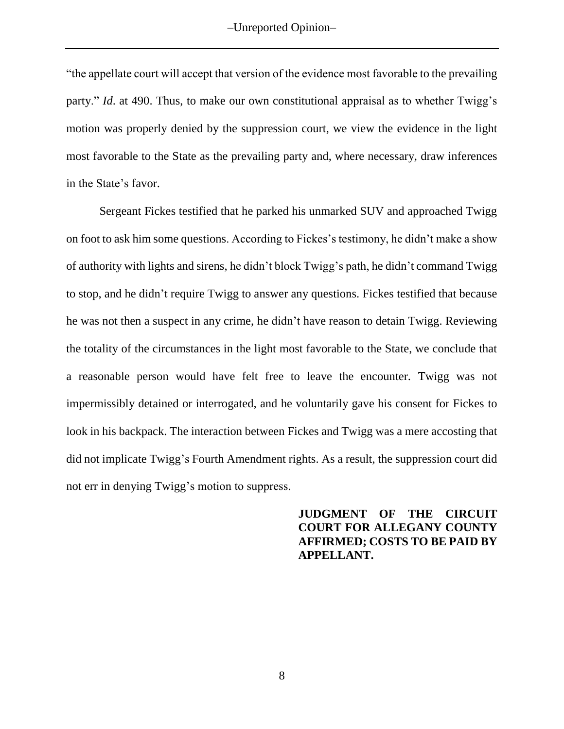"the appellate court will accept that version of the evidence most favorable to the prevailing party." *Id*. at 490. Thus, to make our own constitutional appraisal as to whether Twigg's motion was properly denied by the suppression court, we view the evidence in the light most favorable to the State as the prevailing party and, where necessary, draw inferences in the State's favor.

Sergeant Fickes testified that he parked his unmarked SUV and approached Twigg on foot to ask him some questions. According to Fickes's testimony, he didn't make a show of authority with lights and sirens, he didn't block Twigg's path, he didn't command Twigg to stop, and he didn't require Twigg to answer any questions. Fickes testified that because he was not then a suspect in any crime, he didn't have reason to detain Twigg. Reviewing the totality of the circumstances in the light most favorable to the State, we conclude that a reasonable person would have felt free to leave the encounter. Twigg was not impermissibly detained or interrogated, and he voluntarily gave his consent for Fickes to look in his backpack. The interaction between Fickes and Twigg was a mere accosting that did not implicate Twigg's Fourth Amendment rights. As a result, the suppression court did not err in denying Twigg's motion to suppress.

**JUDGMENT OF THE CIRCUIT COURT FOR ALLEGANY COUNTY AFFIRMED; COSTS TO BE PAID BY APPELLANT.**